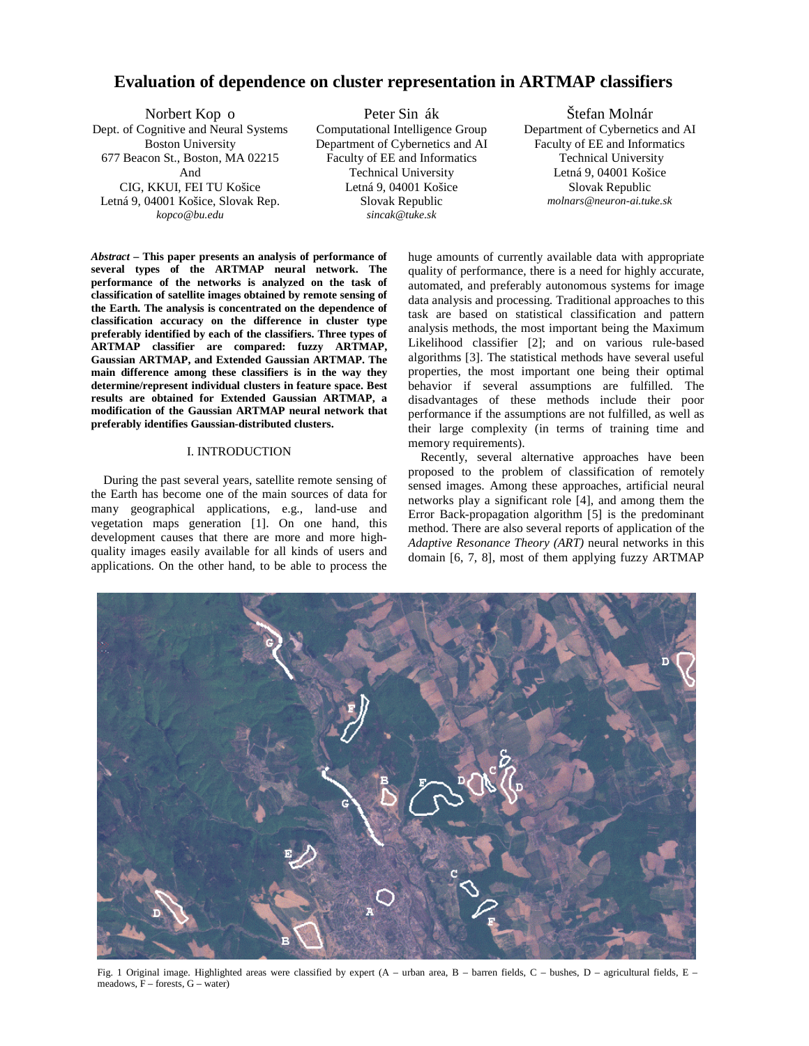# Evaluation of dependence on cluster representation in ARTMAP classifiers

Norbert Kop o
Dept. of Cognitive and Neural Systems
Boston University
677 Beacon St., Boston, MA 02215
And
CIG, KKUI, FEI TU Košice
Letná 9, 04001 Košice, Slovak Rep.
*kopco@bu.edu*

Peter Sin ák
Computational Intelligence Group
Department of Cybernetics and AI
Faculty of EE and Informatics
Technical University
Letná 9, 04001 Košice
Slovak Republic
*sincak@tuke.sk*

Štefan Molnár
Department of Cybernetics and AI
Faculty of EE and Informatics
Technical University
Letná 9, 04001 Košice
Slovak Republic
*molnars@neuron-ai.tuke.sk*

***Abstract* – This paper presents an analysis of performance of several types of the ARTMAP neural network. The performance of the networks is analyzed on the task of classification of satellite images obtained by remote sensing of the Earth. The analysis is concentrated on the dependence of classification accuracy on the difference in cluster type preferably identified by each of the classifiers. Three types of ARTMAP classifier are compared: fuzzy ARTMAP, Gaussian ARTMAP, and Extended Gaussian ARTMAP. The main difference among these classifiers is in the way they determine/represent individual clusters in feature space. Best results are obtained for Extended Gaussian ARTMAP, a modification of the Gaussian ARTMAP neural network that preferably identifies Gaussian-distributed clusters.**

## I. INTRODUCTION

During the past several years, satellite remote sensing of the Earth has become one of the main sources of data for many geographical applications, e.g., land-use and vegetation maps generation [1]. On one hand, this development causes that there are more and more high-quality images easily available for all kinds of users and applications. On the other hand, to be able to process the huge amounts of currently available data with appropriate quality of performance, there is a need for highly accurate, automated, and preferably autonomous systems for image data analysis and processing. Traditional approaches to this task are based on statistical classification and pattern analysis methods, the most important being the Maximum Likelihood classifier [2]; and on various rule-based algorithms [3]. The statistical methods have several useful properties, the most important one being their optimal behavior if several assumptions are fulfilled. The disadvantages of these methods include their poor performance if the assumptions are not fulfilled, as well as their large complexity (in terms of training time and memory requirements).

Recently, several alternative approaches have been proposed to the problem of classification of remotely sensed images. Among these approaches, artificial neural networks play a significant role [4], and among them the Error Back-propagation algorithm [5] is the predominant method. There are also several reports of application of the *Adaptive Resonance Theory (ART)* neural networks in this domain [6, 7, 8], most of them applying fuzzy ARTMAP

Fig. 1 Original image. Highlighted areas were classified by expert (A – urban area, B – barren fields, C – bushes, D – agricultural fields, E – meadows, F – forests, G – water)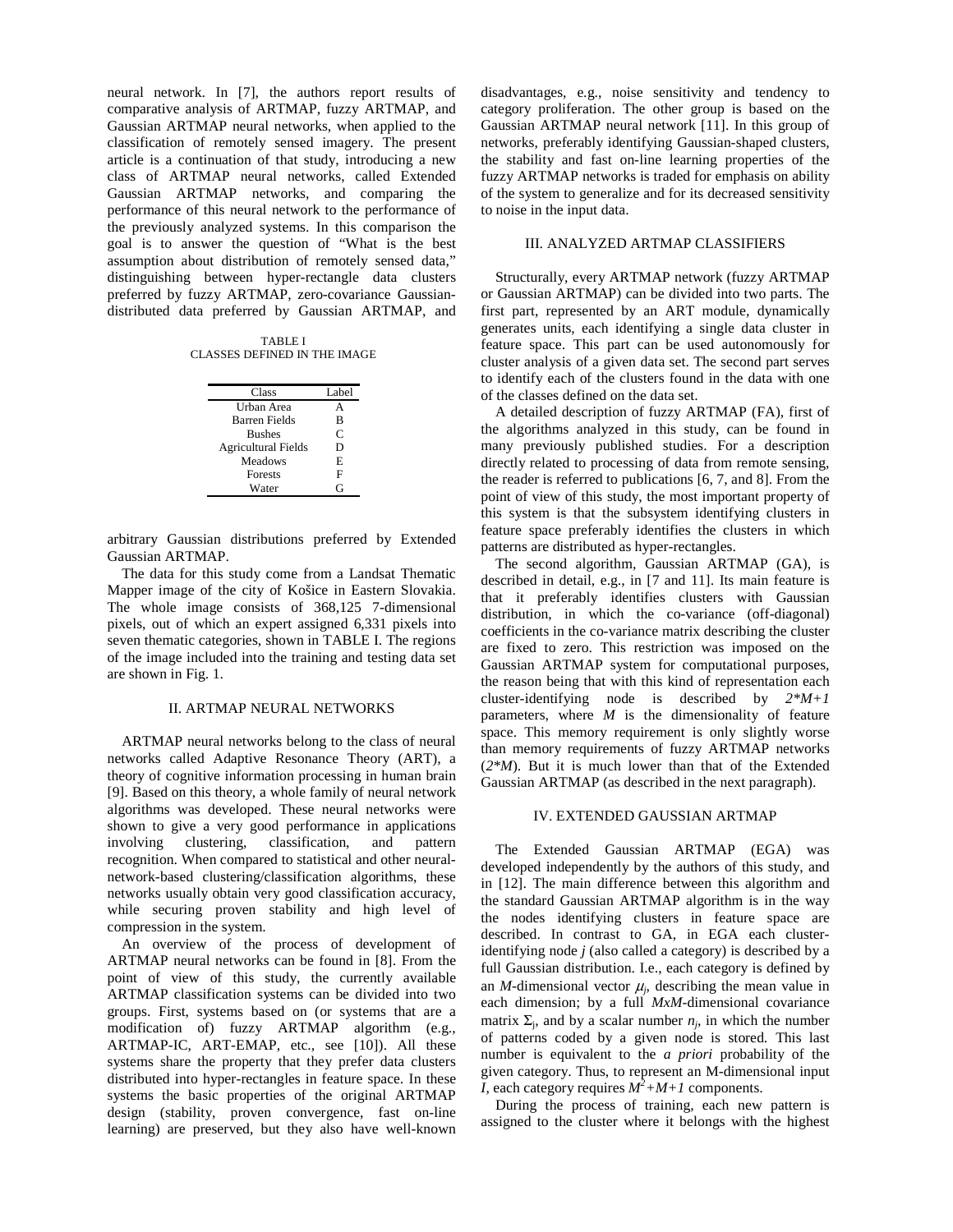neural network. In [7], the authors report results of comparative analysis of ARTMAP, fuzzy ARTMAP, and Gaussian ARTMAP neural networks, when applied to the classification of remotely sensed imagery. The present article is a continuation of that study, introducing a new class of ARTMAP neural networks, called Extended Gaussian ARTMAP networks, and comparing the performance of this neural network to the performance of the previously analyzed systems. In this comparison the goal is to answer the question of "What is the best assumption about distribution of remotely sensed data," distinguishing between hyper-rectangle data clusters preferred by fuzzy ARTMAP, zero-covariance Gaussian-distributed data preferred by Gaussian ARTMAP, and arbitrary Gaussian distributions preferred by Extended Gaussian ARTMAP.

TABLE I
CLASSES DEFINED IN THE IMAGE

| Class | Label |
| --- | --- |
| Urban Area | A |
| Barren Fields | B |
| Bushes | C |
| Agricultural Fields | D |
| Meadows | E |
| Forests | F |
| Water | G |

The data for this study come from a Landsat Thematic Mapper image of the city of Košice in Eastern Slovakia. The whole image consists of 368,125 7-dimensional pixels, out of which an expert assigned 6,331 pixels into seven thematic categories, shown in TABLE I. The regions of the image included into the training and testing data set are shown in Fig. 1.

## II. ARTMAP NEURAL NETWORKS

ARTMAP neural networks belong to the class of neural networks called Adaptive Resonance Theory (ART), a theory of cognitive information processing in human brain [9]. Based on this theory, a whole family of neural network algorithms was developed. These neural networks were shown to give a very good performance in applications involving clustering, classification, and pattern recognition. When compared to statistical and other neural-network-based clustering/classification algorithms, these networks usually obtain very good classification accuracy, while securing proven stability and high level of compression in the system.

An overview of the process of development of ARTMAP neural networks can be found in [8]. From the point of view of this study, the currently available ARTMAP classification systems can be divided into two groups. First, systems based on (or systems that are a modification of) fuzzy ARTMAP algorithm (e.g., ARTMAP-IC, ART-EMAP, etc., see [10]). All these systems share the property that they prefer data clusters distributed into hyper-rectangles in feature space. In these systems the basic properties of the original ARTMAP design (stability, proven convergence, fast on-line learning) are preserved, but they also have well-known disadvantages, e.g., noise sensitivity and tendency to category proliferation. The other group is based on the Gaussian ARTMAP neural network [11]. In this group of networks, preferably identifying Gaussian-shaped clusters, the stability and fast on-line learning properties of the fuzzy ARTMAP networks is traded for emphasis on ability of the system to generalize and for its decreased sensitivity to noise in the input data.

## III. ANALYZED ARTMAP CLASSIFIERS

Structurally, every ARTMAP network (fuzzy ARTMAP or Gaussian ARTMAP) can be divided into two parts. The first part, represented by an ART module, dynamically generates units, each identifying a single data cluster in feature space. This part can be used autonomously for cluster analysis of a given data set. The second part serves to identify each of the clusters found in the data with one of the classes defined on the data set.

A detailed description of fuzzy ARTMAP (FA), first of the algorithms analyzed in this study, can be found in many previously published studies. For a description directly related to processing of data from remote sensing, the reader is referred to publications [6, 7, and 8]. From the point of view of this study, the most important property of this system is that the subsystem identifying clusters in feature space preferably identifies the clusters in which patterns are distributed as hyper-rectangles.

The second algorithm, Gaussian ARTMAP (GA), is described in detail, e.g., in [7 and 11]. Its main feature is that it preferably identifies clusters with Gaussian distribution, in which the co-variance (off-diagonal) coefficients in the co-variance matrix describing the cluster are fixed to zero. This restriction was imposed on the Gaussian ARTMAP system for computational purposes, the reason being that with this kind of representation each cluster-identifying node is described by $2*M+1$ parameters, where $M$ is the dimensionality of feature space. This memory requirement is only slightly worse than memory requirements of fuzzy ARTMAP networks ($2*M$). But it is much lower than that of the Extended Gaussian ARTMAP (as described in the next paragraph).

## IV. EXTENDED GAUSSIAN ARTMAP

The Extended Gaussian ARTMAP (EGA) was developed independently by the authors of this study, and in [12]. The main difference between this algorithm and the standard Gaussian ARTMAP algorithm is in the way the nodes identifying clusters in feature space are described. In contrast to GA, in EGA each cluster-identifying node $j$ (also called a category) is described by a full Gaussian distribution. I.e., each category is defined by an $M$-dimensional vector $\mu_j$, describing the mean value in each dimension; by a full $MxM$-dimensional covariance matrix $\Sigma_j$, and by a scalar number $n_j$, in which the number of patterns coded by a given node is stored. This last number is equivalent to the *a priori* probability of the given category. Thus, to represent an M-dimensional input $I$, each category requires $M^2+M+1$ components.

During the process of training, each new pattern is assigned to the cluster where it belongs with the highest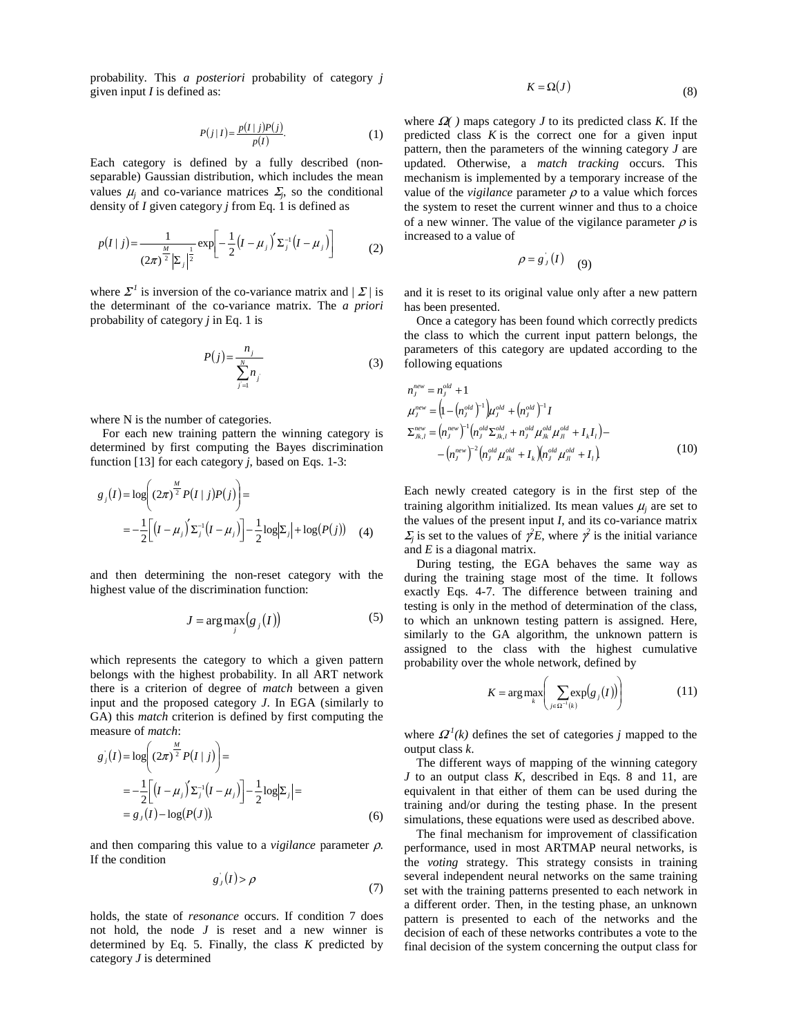probability. This *a posteriori* probability of category $j$ given input $I$ is defined as:

$$P(j \mid I) = \frac{p(I \mid j)P(j)}{p(I)}. \tag{1}$$

Each category is defined by a fully described (non-separable) Gaussian distribution, which includes the mean values $\mu_j$ and co-variance matrices $\Sigma_j$, so the conditional density of $I$ given category $j$ from Eq. 1 is defined as

$$p(I \mid j) = \frac{1}{(2\pi)^{\frac{M}{2}} \left|\Sigma_j\right|^{\frac{1}{2}}} \exp\left[-\frac{1}{2}\left(I - \mu_j\right)' \Sigma_j^{-1}\left(I - \mu_j\right)\right] \tag{2}$$

where $\Sigma^{-1}$ is inversion of the co-variance matrix and $|\Sigma|$ is the determinant of the co-variance matrix. The *a priori* probability of category $j$ in Eq. 1 is

$$P(j) = \frac{n_j}{\sum_{j'=1}^{N} n_{j'}} \tag{3}$$

where N is the number of categories.

For each new training pattern the winning category is determined by first computing the Bayes discrimination function [13] for each category $j$, based on Eqs. 1-3:

$$\begin{aligned} g_j(I) &= \log\left((2\pi)^{\frac{M}{2}} P(I \mid j)P(j)\right) = \\ &= -\frac{1}{2}\left[\left(I - \mu_j\right)' \Sigma_j^{-1}\left(I - \mu_j\right)\right] - \frac{1}{2}\log\left|\Sigma_j\right| + \log\left(P(j)\right) \end{aligned} \tag{4}$$

and then determining the non-reset category with the highest value of the discrimination function:

$$J = \arg\max_j \left(g_j(I)\right) \tag{5}$$

which represents the category to which a given pattern belongs with the highest probability. In all ART network there is a criterion of degree of *match* between a given input and the proposed category $J$. In EGA (similarly to GA) this *match* criterion is defined by first computing the measure of *match*:

$$\begin{aligned} g_j^{'}(I) &= \log\left((2\pi)^{\frac{M}{2}} P(I \mid j)\right) = \\ &= -\frac{1}{2}\left[\left(I - \mu_j\right)' \Sigma_j^{-1}\left(I - \mu_j\right)\right] - \frac{1}{2}\log\left|\Sigma_j\right| = \\ &= g_J(I) - \log\left(P(J)\right). \end{aligned} \tag{6}$$

and then comparing this value to a *vigilance* parameter $\rho$. If the condition

$$g_J^{'}(I) > \rho \tag{7}$$

holds, the state of *resonance* occurs. If condition 7 does not hold, the node $J$ is reset and a new winner is determined by Eq. 5. Finally, the class $K$ predicted by category $J$ is determined

$$K = \Omega(J) \tag{8}$$

where $\Omega(\,)$ maps category $J$ to its predicted class $K$. If the predicted class $K$ is the correct one for a given input pattern, then the parameters of the winning category $J$ are updated. Otherwise, a *match tracking* occurs. This mechanism is implemented by a temporary increase of the value of the *vigilance* parameter $\rho$ to a value which forces the system to reset the current winner and thus to a choice of a new winner. The value of the vigilance parameter $\rho$ is increased to a value of

$$\rho = g_J^{'}(I) \tag{9}$$

and it is reset to its original value only after a new pattern has been presented.

Once a category has been found which correctly predicts the class to which the current input pattern belongs, the parameters of this category are updated according to the following equations

$$\begin{aligned} n_J^{new} &= n_J^{old} + 1 \\ \mu_J^{new} &= \left(1 - \left(n_J^{old}\right)^{-1}\right)\mu_J^{old} + \left(n_J^{old}\right)^{-1} I \\ \Sigma_{Jk,l}^{new} &= \left(n_J^{new}\right)^{-1}\left(n_J^{old}\Sigma_{Jk,l}^{old} + n_J^{old}\mu_{Jk}^{old}\mu_{Jl}^{old} + I_k I_l\right) - \\ &\quad -\left(n_J^{new}\right)^{-2}\left(n_J^{old}\mu_{Jk}^{old} + I_k\right)\left(n_J^{old}\mu_{Jl}^{old} + I_l\right). \end{aligned} \tag{10}$$

Each newly created category is in the first step of the training algorithm initialized. Its mean values $\mu_j$ are set to the values of the present input $I$, and its co-variance matrix $\Sigma_j$ is set to the values of $\gamma^2 E$, where $\gamma^2$ is the initial variance and $E$ is a diagonal matrix.

During testing, the EGA behaves the same way as during the training stage most of the time. It follows exactly Eqs. 4-7. The difference between training and testing is only in the method of determination of the class, to which an unknown testing pattern is assigned. Here, similarly to the GA algorithm, the unknown pattern is assigned to the class with the highest cumulative probability over the whole network, defined by

$$K = \arg\max_k \left(\sum_{j \in \Omega^{-1}(k)} \exp\left(g_j(I)\right)\right) \tag{11}$$

where $\Omega^{-1}(k)$ defines the set of categories $j$ mapped to the output class $k$.

The different ways of mapping of the winning category $J$ to an output class $K$, described in Eqs. 8 and 11, are equivalent in that either of them can be used during the training and/or during the testing phase. In the present simulations, these equations were used as described above.

The final mechanism for improvement of classification performance, used in most ARTMAP neural networks, is the *voting* strategy. This strategy consists in training several independent neural networks on the same training set with the training patterns presented to each network in a different order. Then, in the testing phase, an unknown pattern is presented to each of the networks and the decision of each of these networks contributes a vote to the final decision of the system concerning the output class for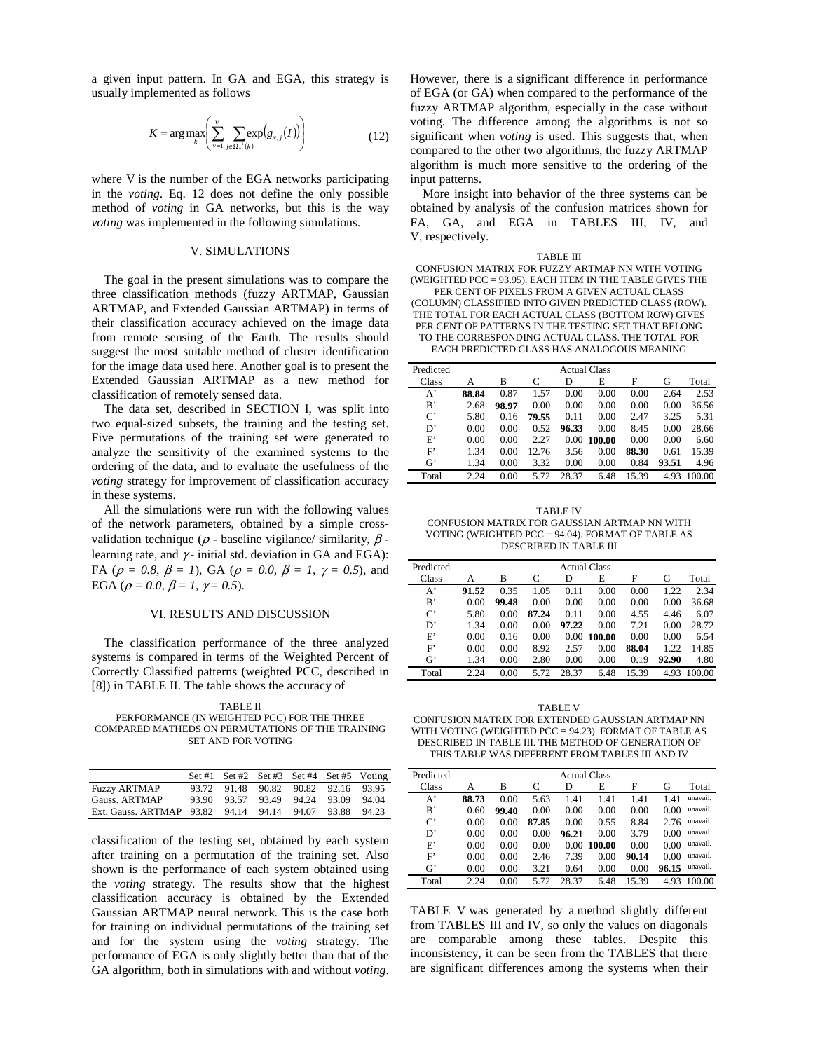a given input pattern. In GA and EGA, this strategy is usually implemented as follows

$$K = \arg\max_k \left( \sum_{v=1}^{V} \sum_{j \in \Omega_v^2(k)} \exp(g_{v,j}(I)) \right) \tag{12}$$

where V is the number of the EGA networks participating in the *voting*. Eq. 12 does not define the only possible method of *voting* in GA networks, but this is the way *voting* was implemented in the following simulations.

## V. SIMULATIONS

The goal in the present simulations was to compare the three classification methods (fuzzy ARTMAP, Gaussian ARTMAP, and Extended Gaussian ARTMAP) in terms of their classification accuracy achieved on the image data from remote sensing of the Earth. The results should suggest the most suitable method of cluster identification for the image data used here. Another goal is to present the Extended Gaussian ARTMAP as a new method for classification of remotely sensed data.

The data set, described in SECTION I, was split into two equal-sized subsets, the training and the testing set. Five permutations of the training set were generated to analyze the sensitivity of the examined systems to the ordering of the data, and to evaluate the usefulness of the *voting* strategy for improvement of classification accuracy in these systems.

All the simulations were run with the following values of the network parameters, obtained by a simple cross-validation technique ($\rho$ - baseline vigilance/ similarity, $\beta$ - learning rate, and $\gamma$ - initial std. deviation in GA and EGA): FA ($\rho = 0.8$, $\beta = 1$), GA ($\rho = 0.0$, $\beta = 1$, $\gamma = 0.5$), and EGA ($\rho = 0.0$, $\beta = 1$, $\gamma = 0.5$).

## VI. RESULTS AND DISCUSSION

The classification performance of the three analyzed systems is compared in terms of the Weighted Percent of Correctly Classified patterns (weighted PCC, described in [8]) in TABLE II. The table shows the accuracy of classification of the testing set, obtained by each system after training on a permutation of the training set. Also shown is the performance of each system obtained using the *voting* strategy. The results show that the highest classification accuracy is obtained by the Extended Gaussian ARTMAP neural network. This is the case both for training on individual permutations of the training set and for the system using the *voting* strategy. The performance of EGA is only slightly better than that of the GA algorithm, both in simulations with and without *voting*.

TABLE II
PERFORMANCE (IN WEIGHTED PCC) FOR THE THREE COMPARED MATHEDS ON PERMUTATIONS OF THE TRAINING SET AND FOR VOTING

| | Set #1 | Set #2 | Set #3 | Set #4 | Set #5 | Voting |
|---|---|---|---|---|---|---|
| Fuzzy ARTMAP | 93.72 | 91.48 | 90.82 | 90.82 | 92.16 | 93.95 |
| Gauss. ARTMAP | 93.90 | 93.57 | 93.49 | 94.24 | 93.09 | 94.04 |
| Ext. Gauss. ARTMAP | 93.82 | 94.14 | 94.14 | 94.07 | 93.88 | 94.23 |

However, there is a significant difference in performance of EGA (or GA) when compared to the performance of the fuzzy ARTMAP algorithm, especially in the case without voting. The difference among the algorithms is not so significant when *voting* is used. This suggests that, when compared to the other two algorithms, the fuzzy ARTMAP algorithm is much more sensitive to the ordering of the input patterns.

More insight into behavior of the three systems can be obtained by analysis of the confusion matrices shown for FA, GA, and EGA in TABLES III, IV, and V, respectively.

TABLE III
CONFUSION MATRIX FOR FUZZY ARTMAP NN WITH VOTING (WEIGHTED PCC = 93.95). EACH ITEM IN THE TABLE GIVES THE PER CENT OF PIXELS FROM A GIVEN ACTUAL CLASS (COLUMN) CLASSIFIED INTO GIVEN PREDICTED CLASS (ROW). THE TOTAL FOR EACH ACTUAL CLASS (BOTTOM ROW) GIVES PER CENT OF PATTERNS IN THE TESTING SET THAT BELONG TO THE CORRESPONDING ACTUAL CLASS. THE TOTAL FOR EACH PREDICTED CLASS HAS ANALOGOUS MEANING

| Predicted | Actual Class | | | | | | | |
|---|---|---|---|---|---|---|---|---|
| Class | A | B | C | D | E | F | G | Total |
| A' | **88.84** | 0.87 | 1.57 | 0.00 | 0.00 | 0.00 | 2.64 | 2.53 |
| B' | 2.68 | **98.97** | 0.00 | 0.00 | 0.00 | 0.00 | 0.00 | 36.56 |
| C' | 5.80 | 0.16 | **79.55** | 0.11 | 0.00 | 2.47 | 3.25 | 5.31 |
| D' | 0.00 | 0.00 | 0.52 | **96.33** | 0.00 | 8.45 | 0.00 | 28.66 |
| E' | 0.00 | 0.00 | 2.27 | 0.00 | **100.00** | 0.00 | 0.00 | 6.60 |
| F' | 1.34 | 0.00 | 12.76 | 3.56 | 0.00 | **88.30** | 0.61 | 15.39 |
| G' | 1.34 | 0.00 | 3.32 | 0.00 | 0.00 | 0.84 | **93.51** | 4.96 |
| Total | 2.24 | 0.00 | 5.72 | 28.37 | 6.48 | 15.39 | 4.93 | 100.00 |

TABLE IV
CONFUSION MATRIX FOR GAUSSIAN ARTMAP NN WITH VOTING (WEIGHTED PCC = 94.04). FORMAT OF TABLE AS DESCRIBED IN TABLE III

| Predicted | Actual Class | | | | | | | |
|---|---|---|---|---|---|---|---|---|
| Class | A | B | C | D | E | F | G | Total |
| A' | **91.52** | 0.35 | 1.05 | 0.11 | 0.00 | 0.00 | 1.22 | 2.34 |
| B' | 0.00 | **99.48** | 0.00 | 0.00 | 0.00 | 0.00 | 0.00 | 36.68 |
| C' | 5.80 | 0.00 | **87.24** | 0.11 | 0.00 | 4.55 | 4.46 | 6.07 |
| D' | 1.34 | 0.00 | 0.00 | **97.22** | 0.00 | 7.21 | 0.00 | 28.72 |
| E' | 0.00 | 0.16 | 0.00 | 0.00 | **100.00** | 0.00 | 0.00 | 6.54 |
| F' | 0.00 | 0.00 | 8.92 | 2.57 | 0.00 | **88.04** | 1.22 | 14.85 |
| G' | 1.34 | 0.00 | 2.80 | 0.00 | 0.00 | 0.19 | **92.90** | 4.80 |
| Total | 2.24 | 0.00 | 5.72 | 28.37 | 6.48 | 15.39 | 4.93 | 100.00 |

TABLE V
CONFUSION MATRIX FOR EXTENDED GAUSSIAN ARTMAP NN WITH VOTING (WEIGHTED PCC = 94.23). FORMAT OF TABLE AS DESCRIBED IN TABLE III. THE METHOD OF GENERATION OF THIS TABLE WAS DIFFERENT FROM TABLES III AND IV

| Predicted | Actual Class | | | | | | | |
|---|---|---|---|---|---|---|---|---|
| Class | A | B | C | D | E | F | G | Total |
| A' | **88.73** | 0.00 | 5.63 | 1.41 | 1.41 | 1.41 | 1.41 | unavail. |
| B' | 0.60 | **99.40** | 0.00 | 0.00 | 0.00 | 0.00 | 0.00 | unavail. |
| C' | 0.00 | 0.00 | **87.85** | 0.00 | 0.55 | 8.84 | 2.76 | unavail. |
| D' | 0.00 | 0.00 | 0.00 | **96.21** | 0.00 | 3.79 | 0.00 | unavail. |
| E' | 0.00 | 0.00 | 0.00 | 0.00 | **100.00** | 0.00 | 0.00 | unavail. |
| F' | 0.00 | 0.00 | 2.46 | 7.39 | 0.00 | **90.14** | 0.00 | unavail. |
| G' | 0.00 | 0.00 | 3.21 | 0.64 | 0.00 | 0.00 | **96.15** | unavail. |
| Total | 2.24 | 0.00 | 5.72 | 28.37 | 6.48 | 15.39 | 4.93 | 100.00 |

TABLE V was generated by a method slightly different from TABLES III and IV, so only the values on diagonals are comparable among these tables. Despite this inconsistency, it can be seen from the TABLES that there are significant differences among the systems when their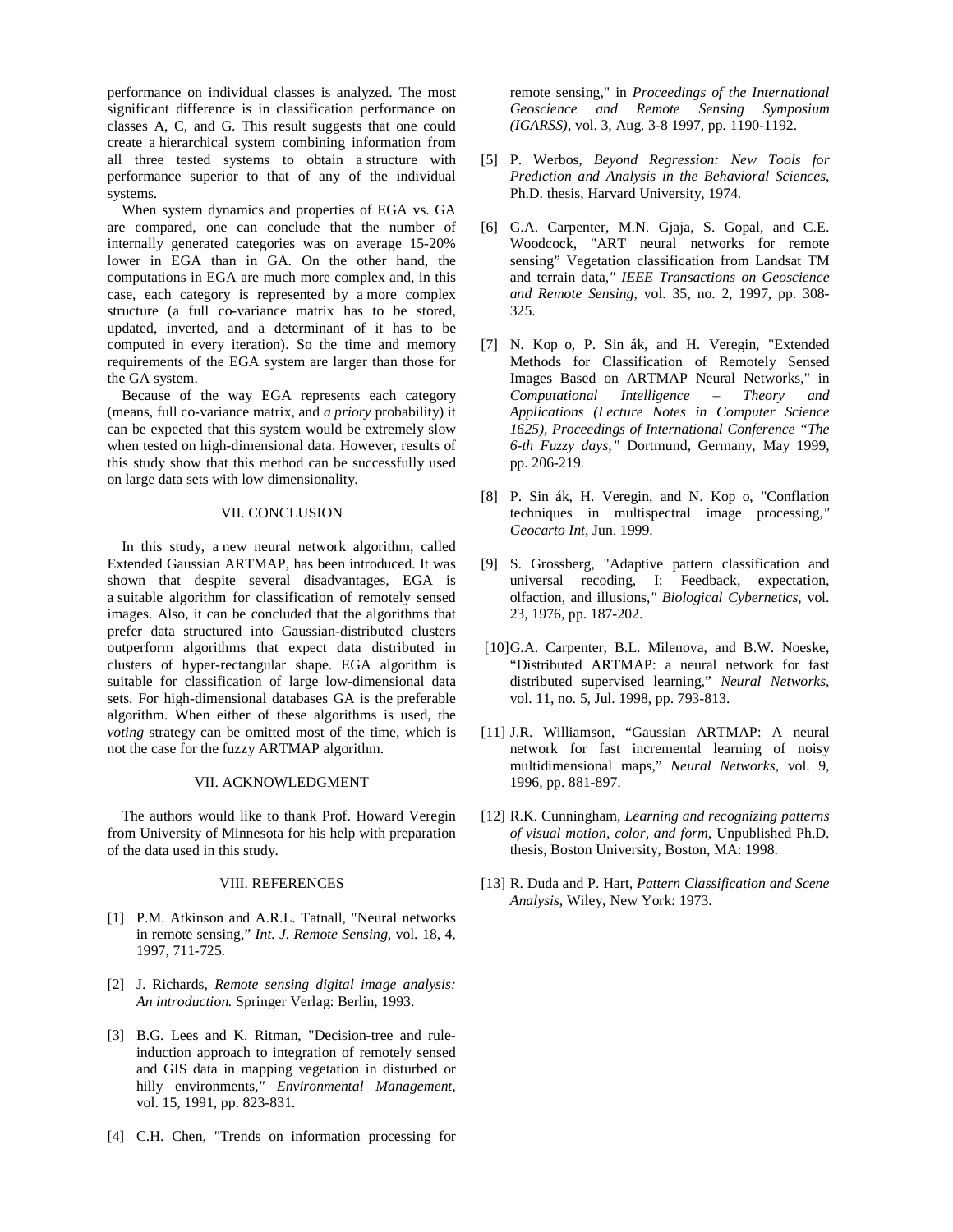performance on individual classes is analyzed. The most significant difference is in classification performance on classes A, C, and G. This result suggests that one could create a hierarchical system combining information from all three tested systems to obtain a structure with performance superior to that of any of the individual systems.

When system dynamics and properties of EGA vs. GA are compared, one can conclude that the number of internally generated categories was on average 15-20% lower in EGA than in GA. On the other hand, the computations in EGA are much more complex and, in this case, each category is represented by a more complex structure (a full co-variance matrix has to be stored, updated, inverted, and a determinant of it has to be computed in every iteration). So the time and memory requirements of the EGA system are larger than those for the GA system.

Because of the way EGA represents each category (means, full co-variance matrix, and *a priory* probability) it can be expected that this system would be extremely slow when tested on high-dimensional data. However, results of this study show that this method can be successfully used on large data sets with low dimensionality.

## VII. CONCLUSION

In this study, a new neural network algorithm, called Extended Gaussian ARTMAP, has been introduced. It was shown that despite several disadvantages, EGA is a suitable algorithm for classification of remotely sensed images. Also, it can be concluded that the algorithms that prefer data structured into Gaussian-distributed clusters outperform algorithms that expect data distributed in clusters of hyper-rectangular shape. EGA algorithm is suitable for classification of large low-dimensional data sets. For high-dimensional databases GA is the preferable algorithm. When either of these algorithms is used, the *voting* strategy can be omitted most of the time, which is not the case for the fuzzy ARTMAP algorithm.

## VII. ACKNOWLEDGMENT

The authors would like to thank Prof. Howard Veregin from University of Minnesota for his help with preparation of the data used in this study.

## VIII. REFERENCES

[1] P.M. Atkinson and A.R.L. Tatnall, "Neural networks in remote sensing," *Int. J. Remote Sensing*, vol. 18, 4, 1997, 711-725.

[2] J. Richards, *Remote sensing digital image analysis: An introduction.* Springer Verlag: Berlin, 1993.

[3] B.G. Lees and K. Ritman, "Decision-tree and rule-induction approach to integration of remotely sensed and GIS data in mapping vegetation in disturbed or hilly environments," *Environmental Management*, vol. 15, 1991, pp. 823-831.

[4] C.H. Chen, "Trends on information processing for remote sensing," in *Proceedings of the International Geoscience and Remote Sensing Symposium (IGARSS)*, vol. 3, Aug. 3-8 1997, pp. 1190-1192.

[5] P. Werbos, *Beyond Regression: New Tools for Prediction and Analysis in the Behavioral Sciences*, Ph.D. thesis, Harvard University, 1974.

[6] G.A. Carpenter, M.N. Gjaja, S. Gopal, and C.E. Woodcock, "ART neural networks for remote sensing" Vegetation classification from Landsat TM and terrain data," *IEEE Transactions on Geoscience and Remote Sensing*, vol. 35, no. 2, 1997, pp. 308-325.

[7] N. Kop o, P. Sin ák, and H. Veregin, "Extended Methods for Classification of Remotely Sensed Images Based on ARTMAP Neural Networks," in *Computational Intelligence – Theory and Applications (Lecture Notes in Computer Science 1625), Proceedings of International Conference "The 6-th Fuzzy days,"* Dortmund, Germany, May 1999, pp. 206-219.

[8] P. Sin ák, H. Veregin, and N. Kop o, "Conflation techniques in multispectral image processing," *Geocarto Int*, Jun. 1999.

[9] S. Grossberg, "Adaptive pattern classification and universal recoding, I: Feedback, expectation, olfaction, and illusions," *Biological Cybernetics*, vol. 23, 1976, pp. 187-202.

[10] G.A. Carpenter, B.L. Milenova, and B.W. Noeske, "Distributed ARTMAP: a neural network for fast distributed supervised learning," *Neural Networks*, vol. 11, no. 5, Jul. 1998, pp. 793-813.

[11] J.R. Williamson, "Gaussian ARTMAP: A neural network for fast incremental learning of noisy multidimensional maps," *Neural Networks*, vol. 9, 1996, pp. 881-897.

[12] R.K. Cunningham, *Learning and recognizing patterns of visual motion, color, and form*, Unpublished Ph.D. thesis, Boston University, Boston, MA: 1998.

[13] R. Duda and P. Hart, *Pattern Classification and Scene Analysis*, Wiley, New York: 1973.